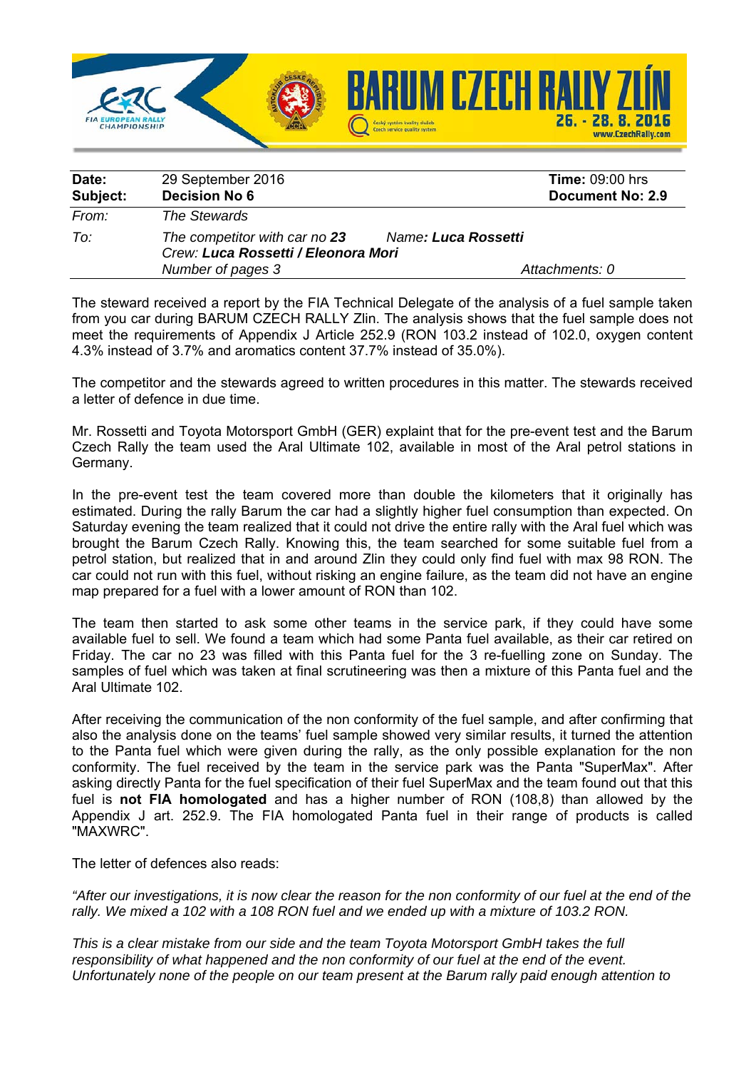| | | | |
|---|---|---|---|
| **Date:** | 29 September 2016 | | **Time:** 09:00 hrs |
| **Subject:** | **Decision No 6** | | **Document No: 2.9** |
| *From:* | *The Stewards* | | |
| *To:* | *The competitor with car no* ***23*** | *Name:* ***Luca Rossetti*** | |
| | *Crew:* ***Luca Rossetti / Eleonora Mori*** | | |
| | *Number of pages 3* | | *Attachments: 0* |

The steward received a report by the FIA Technical Delegate of the analysis of a fuel sample taken from you car during BARUM CZECH RALLY Zlin. The analysis shows that the fuel sample does not meet the requirements of Appendix J Article 252.9 (RON 103.2 instead of 102.0, oxygen content 4.3% instead of 3.7% and aromatics content 37.7% instead of 35.0%).

The competitor and the stewards agreed to written procedures in this matter. The stewards received a letter of defence in due time.

Mr. Rossetti and Toyota Motorsport GmbH (GER) explaint that for the pre-event test and the Barum Czech Rally the team used the Aral Ultimate 102, available in most of the Aral petrol stations in Germany.

In the pre-event test the team covered more than double the kilometers that it originally has estimated. During the rally Barum the car had a slightly higher fuel consumption than expected. On Saturday evening the team realized that it could not drive the entire rally with the Aral fuel which was brought the Barum Czech Rally. Knowing this, the team searched for some suitable fuel from a petrol station, but realized that in and around Zlin they could only find fuel with max 98 RON. The car could not run with this fuel, without risking an engine failure, as the team did not have an engine map prepared for a fuel with a lower amount of RON than 102.

The team then started to ask some other teams in the service park, if they could have some available fuel to sell. We found a team which had some Panta fuel available, as their car retired on Friday. The car no 23 was filled with this Panta fuel for the 3 re-fuelling zone on Sunday. The samples of fuel which was taken at final scrutineering was then a mixture of this Panta fuel and the Aral Ultimate 102.

After receiving the communication of the non conformity of the fuel sample, and after confirming that also the analysis done on the teams' fuel sample showed very similar results, it turned the attention to the Panta fuel which were given during the rally, as the only possible explanation for the non conformity. The fuel received by the team in the service park was the Panta "SuperMax". After asking directly Panta for the fuel specification of their fuel SuperMax and the team found out that this fuel is **not FIA homologated** and has a higher number of RON (108,8) than allowed by the Appendix J art. 252.9. The FIA homologated Panta fuel in their range of products is called "MAXWRC".

The letter of defences also reads:

*"After our investigations, it is now clear the reason for the non conformity of our fuel at the end of the rally. We mixed a 102 with a 108 RON fuel and we ended up with a mixture of 103.2 RON.*

*This is a clear mistake from our side and the team Toyota Motorsport GmbH takes the full responsibility of what happened and the non conformity of our fuel at the end of the event. Unfortunately none of the people on our team present at the Barum rally paid enough attention to*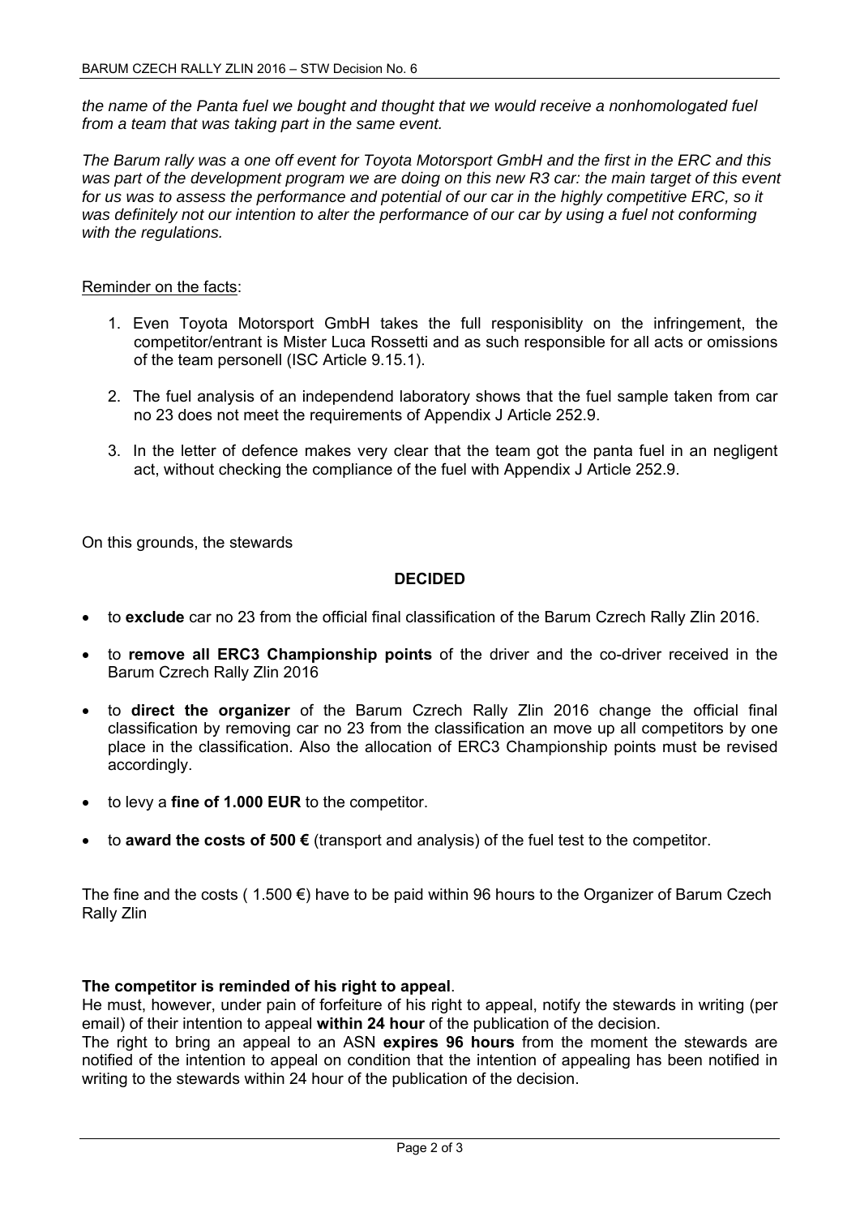*the name of the Panta fuel we bought and thought that we would receive a nonhomologated fuel from a team that was taking part in the same event.*

*The Barum rally was a one off event for Toyota Motorsport GmbH and the first in the ERC and this was part of the development program we are doing on this new R3 car: the main target of this event for us was to assess the performance and potential of our car in the highly competitive ERC, so it was definitely not our intention to alter the performance of our car by using a fuel not conforming with the regulations.*

Reminder on the facts:

1. Even Toyota Motorsport GmbH takes the full responisiblity on the infringement, the competitor/entrant is Mister Luca Rossetti and as such responsible for all acts or omissions of the team personell (ISC Article 9.15.1).
2. The fuel analysis of an independend laboratory shows that the fuel sample taken from car no 23 does not meet the requirements of Appendix J Article 252.9.
3. In the letter of defence makes very clear that the team got the panta fuel in an negligent act, without checking the compliance of the fuel with Appendix J Article 252.9.

On this grounds, the stewards

**DECIDED**

- to **exclude** car no 23 from the official final classification of the Barum Czrech Rally Zlin 2016.
- to **remove all ERC3 Championship points** of the driver and the co-driver received in the Barum Czrech Rally Zlin 2016
- to **direct the organizer** of the Barum Czrech Rally Zlin 2016 change the official final classification by removing car no 23 from the classification an move up all competitors by one place in the classification. Also the allocation of ERC3 Championship points must be revised accordingly.
- to levy a **fine of 1.000 EUR** to the competitor.
- to **award the costs of 500 €** (transport and analysis) of the fuel test to the competitor.

The fine and the costs ( 1.500 €) have to be paid within 96 hours to the Organizer of Barum Czech Rally Zlin

**The competitor is reminded of his right to appeal**.
He must, however, under pain of forfeiture of his right to appeal, notify the stewards in writing (per email) of their intention to appeal **within 24 hour** of the publication of the decision.
The right to bring an appeal to an ASN **expires 96 hours** from the moment the stewards are notified of the intention to appeal on condition that the intention of appealing has been notified in writing to the stewards within 24 hour of the publication of the decision.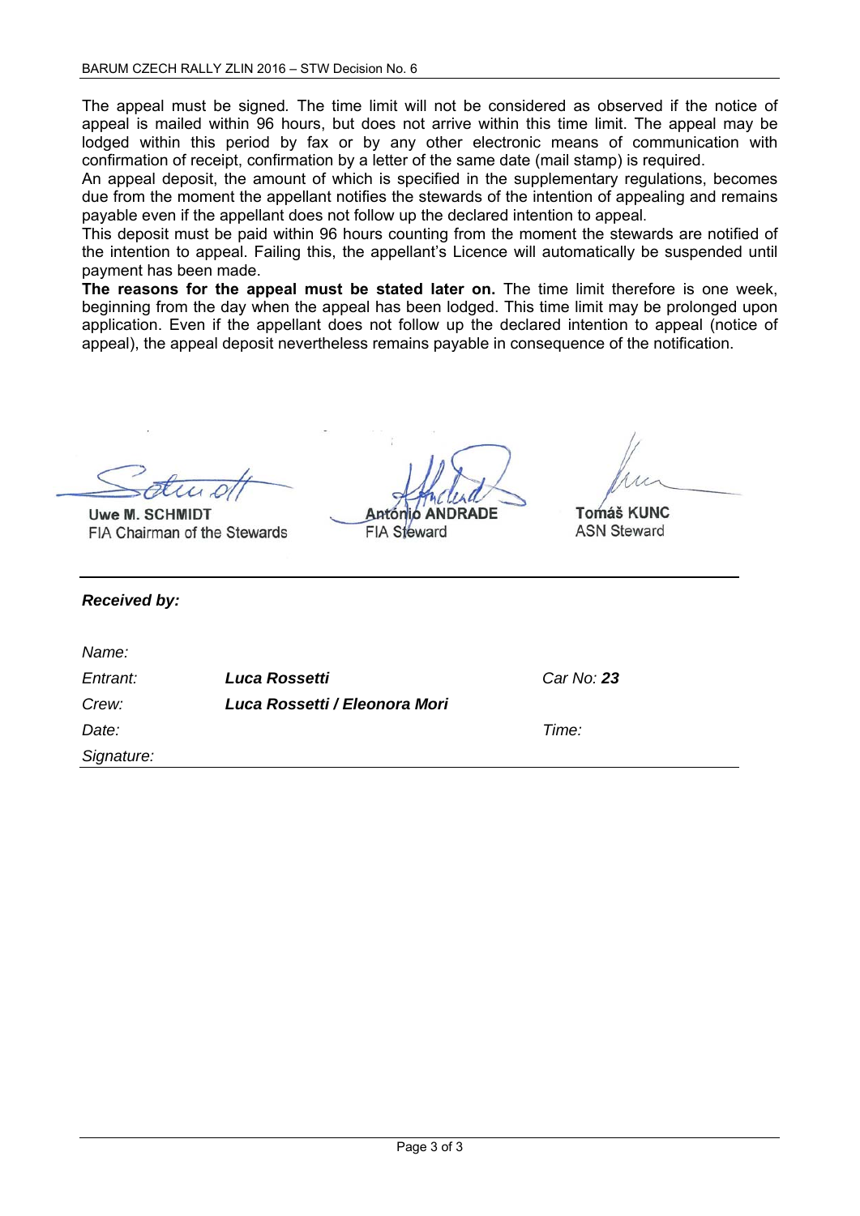The appeal must be signed. The time limit will not be considered as observed if the notice of appeal is mailed within 96 hours, but does not arrive within this time limit. The appeal may be lodged within this period by fax or by any other electronic means of communication with confirmation of receipt, confirmation by a letter of the same date (mail stamp) is required.
An appeal deposit, the amount of which is specified in the supplementary regulations, becomes due from the moment the appellant notifies the stewards of the intention of appealing and remains payable even if the appellant does not follow up the declared intention to appeal.
This deposit must be paid within 96 hours counting from the moment the stewards are notified of the intention to appeal. Failing this, the appellant's Licence will automatically be suspended until payment has been made.
**The reasons for the appeal must be stated later on.** The time limit therefore is one week, beginning from the day when the appeal has been lodged. This time limit may be prolonged upon application. Even if the appellant does not follow up the declared intention to appeal (notice of appeal), the appeal deposit nevertheless remains payable in consequence of the notification.

| | | |
|---|---|---|
| **Uwe M. SCHMIDT** | **António ANDRADE** | **Tomáš KUNC** |
| FIA Chairman of the Stewards | FIA Steward | ASN Steward |

***Received by:***

| | | |
|---|---|---|
| *Name:* | | |
| *Entrant:* | ***Luca Rossetti*** | *Car No:* ***23*** |
| *Crew:* | ***Luca Rossetti / Eleonora Mori*** | |
| *Date:* | | *Time:* |
| *Signature:* | | |